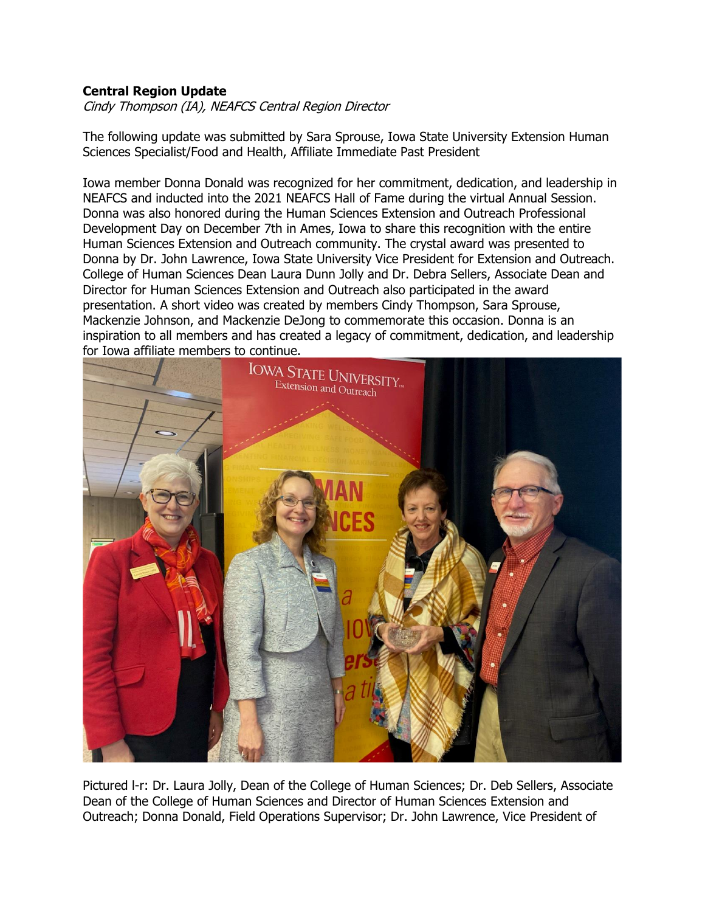**Central Region Update**

*Cindy Thompson (IA), NEAFCS Central Region Director*

The following update was submitted by Sara Sprouse, Iowa State University Extension Human Sciences Specialist/Food and Health, Affiliate Immediate Past President

Iowa member Donna Donald was recognized for her commitment, dedication, and leadership in NEAFCS and inducted into the 2021 NEAFCS Hall of Fame during the virtual Annual Session. Donna was also honored during the Human Sciences Extension and Outreach Professional Development Day on December 7th in Ames, Iowa to share this recognition with the entire Human Sciences Extension and Outreach community. The crystal award was presented to Donna by Dr. John Lawrence, Iowa State University Vice President for Extension and Outreach. College of Human Sciences Dean Laura Dunn Jolly and Dr. Debra Sellers, Associate Dean and Director for Human Sciences Extension and Outreach also participated in the award presentation. A short video was created by members Cindy Thompson, Sara Sprouse, Mackenzie Johnson, and Mackenzie DeJong to commemorate this occasion. Donna is an inspiration to all members and has created a legacy of commitment, dedication, and leadership for Iowa affiliate members to continue.

Pictured l-r: Dr. Laura Jolly, Dean of the College of Human Sciences; Dr. Deb Sellers, Associate Dean of the College of Human Sciences and Director of Human Sciences Extension and Outreach; Donna Donald, Field Operations Supervisor; Dr. John Lawrence, Vice President of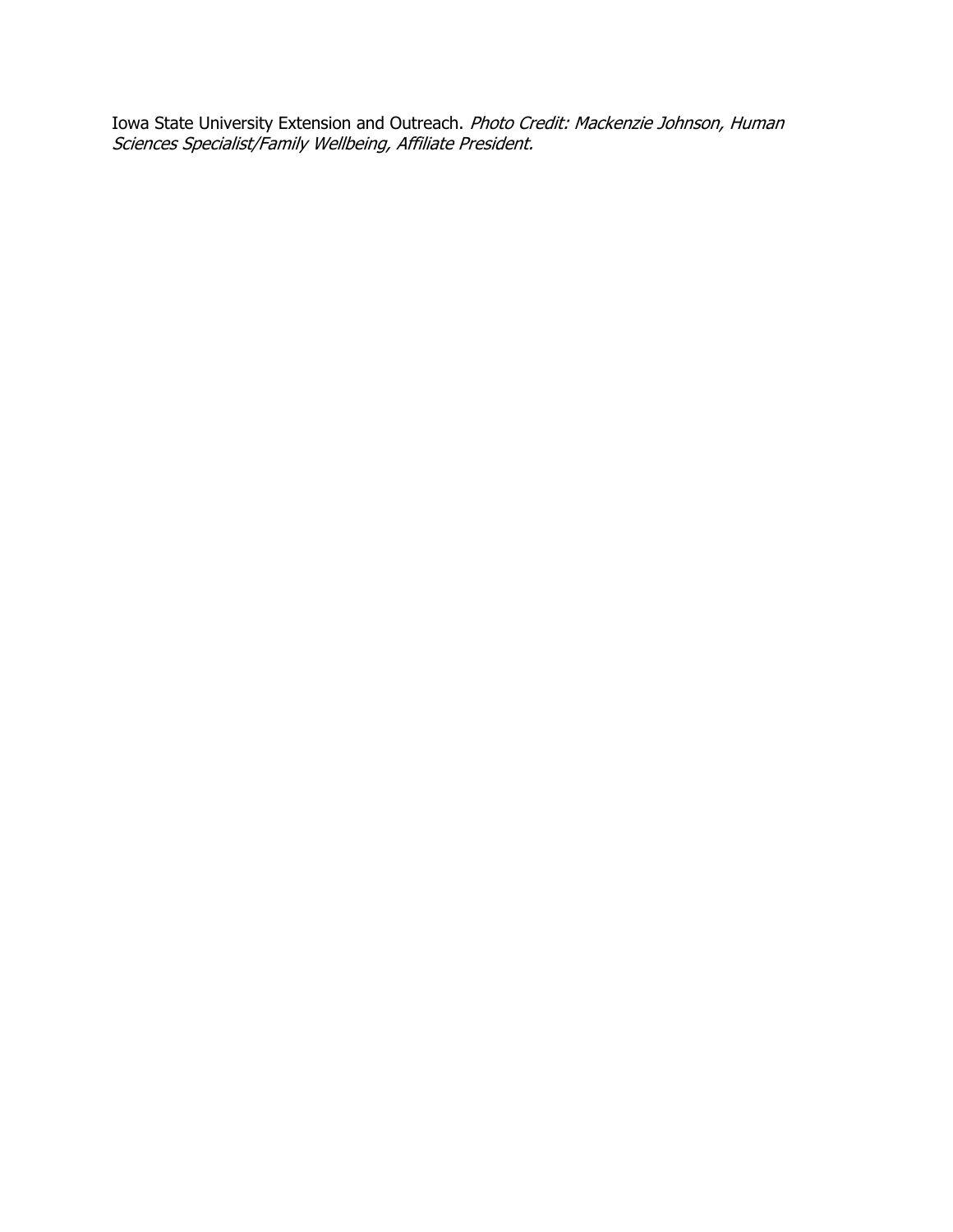Iowa State University Extension and Outreach. *Photo Credit: Mackenzie Johnson, Human Sciences Specialist/Family Wellbeing, Affiliate President.*